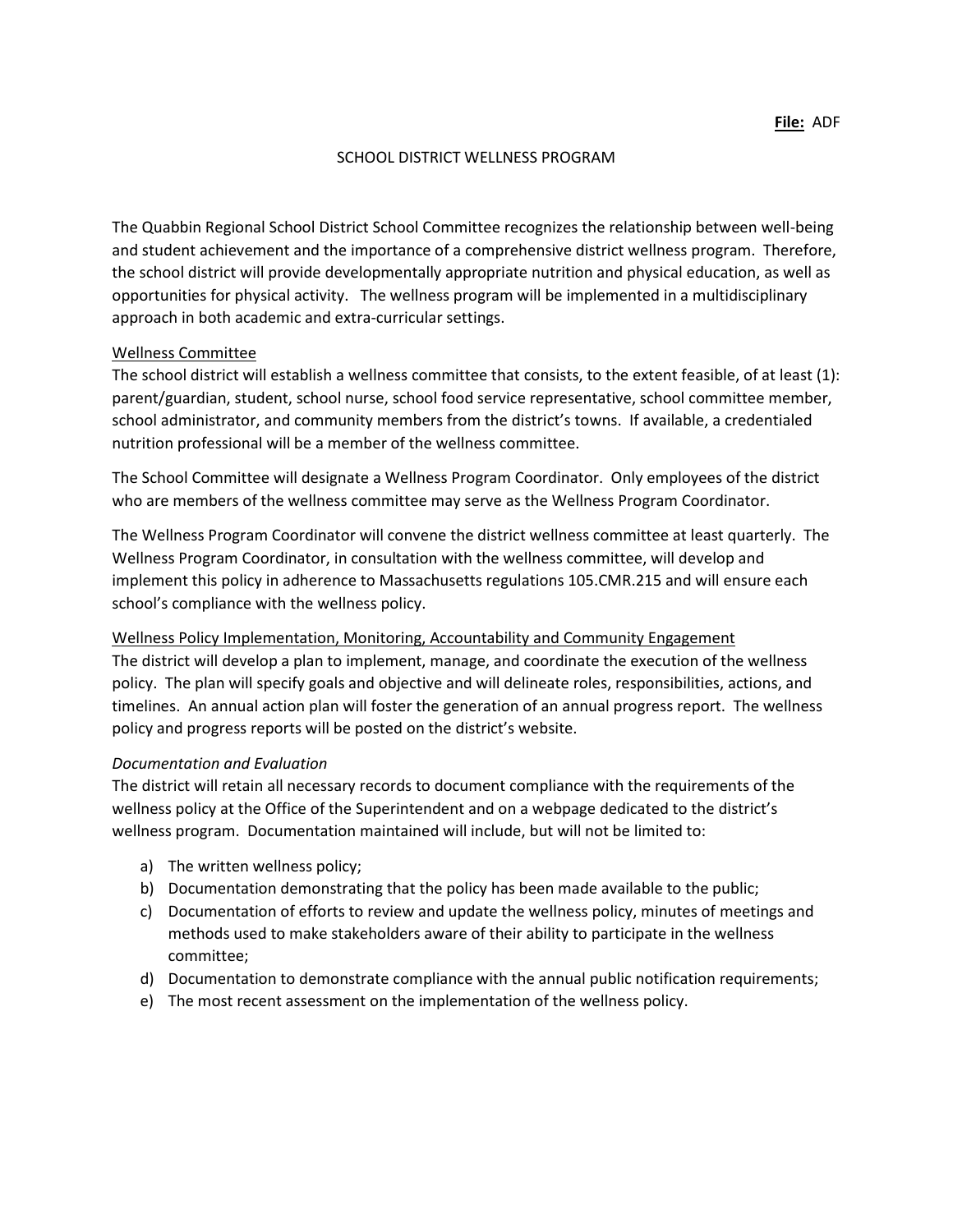**File:** ADF

# SCHOOL DISTRICT WELLNESS PROGRAM

The Quabbin Regional School District School Committee recognizes the relationship between well-being and student achievement and the importance of a comprehensive district wellness program. Therefore, the school district will provide developmentally appropriate nutrition and physical education, as well as opportunities for physical activity. The wellness program will be implemented in a multidisciplinary approach in both academic and extra-curricular settings.

## Wellness Committee

The school district will establish a wellness committee that consists, to the extent feasible, of at least (1): parent/guardian, student, school nurse, school food service representative, school committee member, school administrator, and community members from the district's towns. If available, a credentialed nutrition professional will be a member of the wellness committee.

The School Committee will designate a Wellness Program Coordinator. Only employees of the district who are members of the wellness committee may serve as the Wellness Program Coordinator.

The Wellness Program Coordinator will convene the district wellness committee at least quarterly. The Wellness Program Coordinator, in consultation with the wellness committee, will develop and implement this policy in adherence to Massachusetts regulations 105.CMR.215 and will ensure each school's compliance with the wellness policy.

## Wellness Policy Implementation, Monitoring, Accountability and Community Engagement

The district will develop a plan to implement, manage, and coordinate the execution of the wellness policy. The plan will specify goals and objective and will delineate roles, responsibilities, actions, and timelines. An annual action plan will foster the generation of an annual progress report. The wellness policy and progress reports will be posted on the district's website.

### *Documentation and Evaluation*

The district will retain all necessary records to document compliance with the requirements of the wellness policy at the Office of the Superintendent and on a webpage dedicated to the district's wellness program. Documentation maintained will include, but will not be limited to:

a) The written wellness policy;
b) Documentation demonstrating that the policy has been made available to the public;
c) Documentation of efforts to review and update the wellness policy, minutes of meetings and methods used to make stakeholders aware of their ability to participate in the wellness committee;
d) Documentation to demonstrate compliance with the annual public notification requirements;
e) The most recent assessment on the implementation of the wellness policy.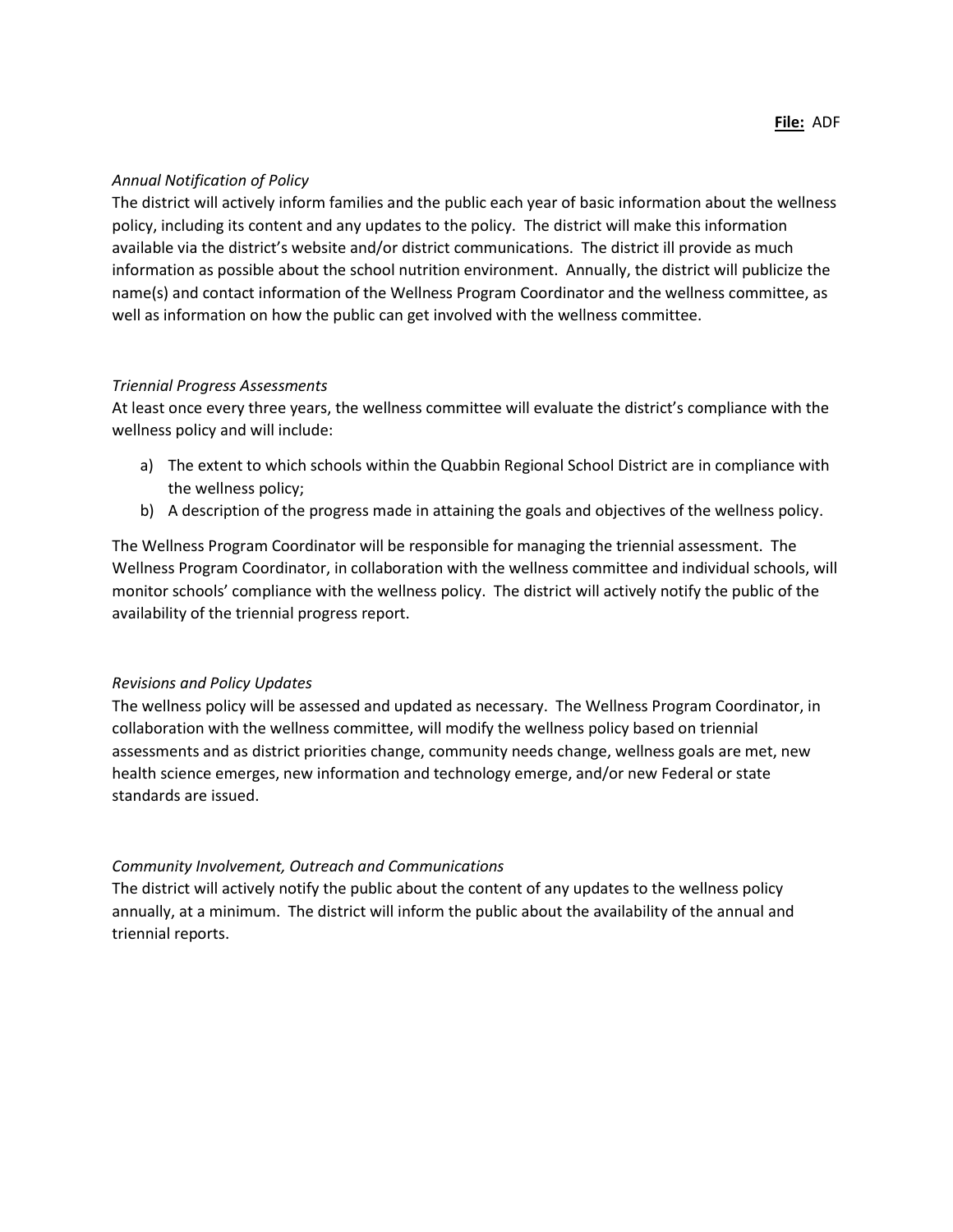*Annual Notification of Policy*

The district will actively inform families and the public each year of basic information about the wellness policy, including its content and any updates to the policy. The district will make this information available via the district's website and/or district communications. The district ill provide as much information as possible about the school nutrition environment. Annually, the district will publicize the name(s) and contact information of the Wellness Program Coordinator and the wellness committee, as well as information on how the public can get involved with the wellness committee.

*Triennial Progress Assessments*

At least once every three years, the wellness committee will evaluate the district's compliance with the wellness policy and will include:

a) The extent to which schools within the Quabbin Regional School District are in compliance with the wellness policy;
b) A description of the progress made in attaining the goals and objectives of the wellness policy.

The Wellness Program Coordinator will be responsible for managing the triennial assessment. The Wellness Program Coordinator, in collaboration with the wellness committee and individual schools, will monitor schools' compliance with the wellness policy. The district will actively notify the public of the availability of the triennial progress report.

*Revisions and Policy Updates*

The wellness policy will be assessed and updated as necessary. The Wellness Program Coordinator, in collaboration with the wellness committee, will modify the wellness policy based on triennial assessments and as district priorities change, community needs change, wellness goals are met, new health science emerges, new information and technology emerge, and/or new Federal or state standards are issued.

*Community Involvement, Outreach and Communications*

The district will actively notify the public about the content of any updates to the wellness policy annually, at a minimum. The district will inform the public about the availability of the annual and triennial reports.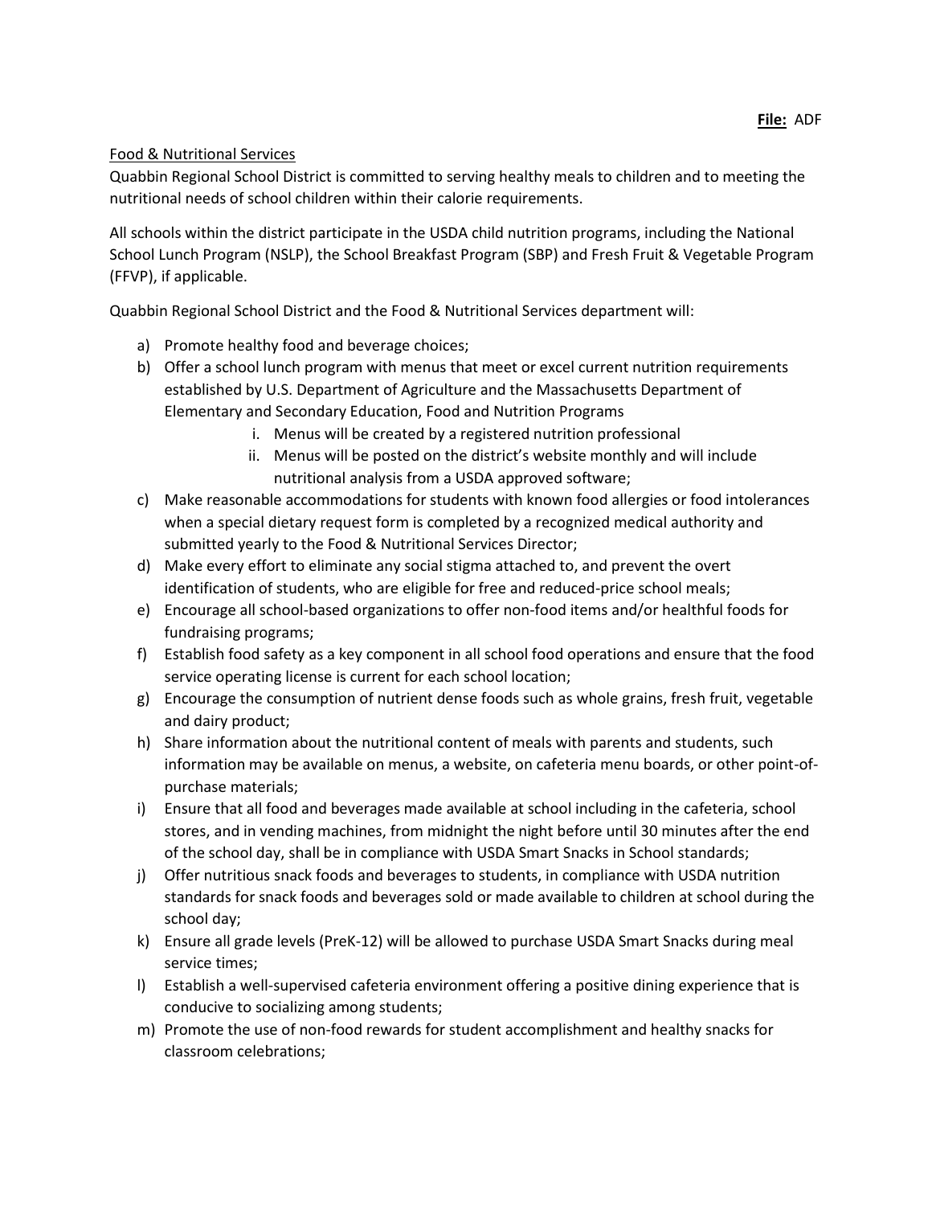**File:** ADF

Food & Nutritional Services

Quabbin Regional School District is committed to serving healthy meals to children and to meeting the nutritional needs of school children within their calorie requirements.

All schools within the district participate in the USDA child nutrition programs, including the National School Lunch Program (NSLP), the School Breakfast Program (SBP) and Fresh Fruit & Vegetable Program (FFVP), if applicable.

Quabbin Regional School District and the Food & Nutritional Services department will:

a) Promote healthy food and beverage choices;
b) Offer a school lunch program with menus that meet or excel current nutrition requirements established by U.S. Department of Agriculture and the Massachusetts Department of Elementary and Secondary Education, Food and Nutrition Programs
    i. Menus will be created by a registered nutrition professional
    ii. Menus will be posted on the district's website monthly and will include nutritional analysis from a USDA approved software;
c) Make reasonable accommodations for students with known food allergies or food intolerances when a special dietary request form is completed by a recognized medical authority and submitted yearly to the Food & Nutritional Services Director;
d) Make every effort to eliminate any social stigma attached to, and prevent the overt identification of students, who are eligible for free and reduced-price school meals;
e) Encourage all school-based organizations to offer non-food items and/or healthful foods for fundraising programs;
f) Establish food safety as a key component in all school food operations and ensure that the food service operating license is current for each school location;
g) Encourage the consumption of nutrient dense foods such as whole grains, fresh fruit, vegetable and dairy product;
h) Share information about the nutritional content of meals with parents and students, such information may be available on menus, a website, on cafeteria menu boards, or other point-of-purchase materials;
i) Ensure that all food and beverages made available at school including in the cafeteria, school stores, and in vending machines, from midnight the night before until 30 minutes after the end of the school day, shall be in compliance with USDA Smart Snacks in School standards;
j) Offer nutritious snack foods and beverages to students, in compliance with USDA nutrition standards for snack foods and beverages sold or made available to children at school during the school day;
k) Ensure all grade levels (PreK-12) will be allowed to purchase USDA Smart Snacks during meal service times;
l) Establish a well-supervised cafeteria environment offering a positive dining experience that is conducive to socializing among students;
m) Promote the use of non-food rewards for student accomplishment and healthy snacks for classroom celebrations;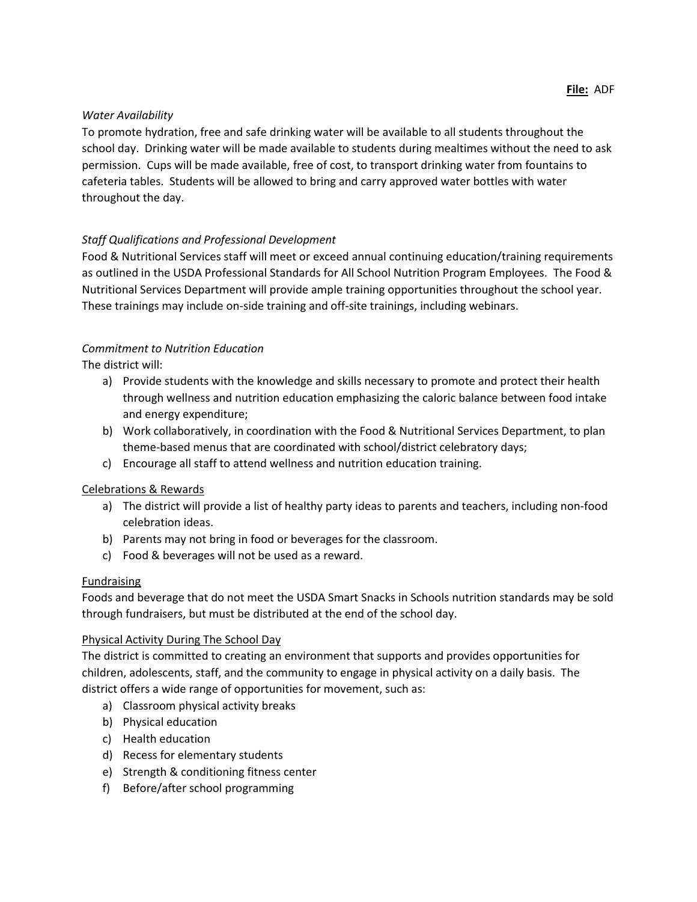*Water Availability*

To promote hydration, free and safe drinking water will be available to all students throughout the school day. Drinking water will be made available to students during mealtimes without the need to ask permission. Cups will be made available, free of cost, to transport drinking water from fountains to cafeteria tables. Students will be allowed to bring and carry approved water bottles with water throughout the day.

*Staff Qualifications and Professional Development*

Food & Nutritional Services staff will meet or exceed annual continuing education/training requirements as outlined in the USDA Professional Standards for All School Nutrition Program Employees. The Food & Nutritional Services Department will provide ample training opportunities throughout the school year. These trainings may include on-side training and off-site trainings, including webinars.

*Commitment to Nutrition Education*

The district will:

a) Provide students with the knowledge and skills necessary to promote and protect their health through wellness and nutrition education emphasizing the caloric balance between food intake and energy expenditure;
b) Work collaboratively, in coordination with the Food & Nutritional Services Department, to plan theme-based menus that are coordinated with school/district celebratory days;
c) Encourage all staff to attend wellness and nutrition education training.

<u>Celebrations & Rewards</u>

a) The district will provide a list of healthy party ideas to parents and teachers, including non-food celebration ideas.
b) Parents may not bring in food or beverages for the classroom.
c) Food & beverages will not be used as a reward.

<u>Fundraising</u>

Foods and beverage that do not meet the USDA Smart Snacks in Schools nutrition standards may be sold through fundraisers, but must be distributed at the end of the school day.

<u>Physical Activity During The School Day</u>

The district is committed to creating an environment that supports and provides opportunities for children, adolescents, staff, and the community to engage in physical activity on a daily basis. The district offers a wide range of opportunities for movement, such as:

a) Classroom physical activity breaks
b) Physical education
c) Health education
d) Recess for elementary students
e) Strength & conditioning fitness center
f) Before/after school programming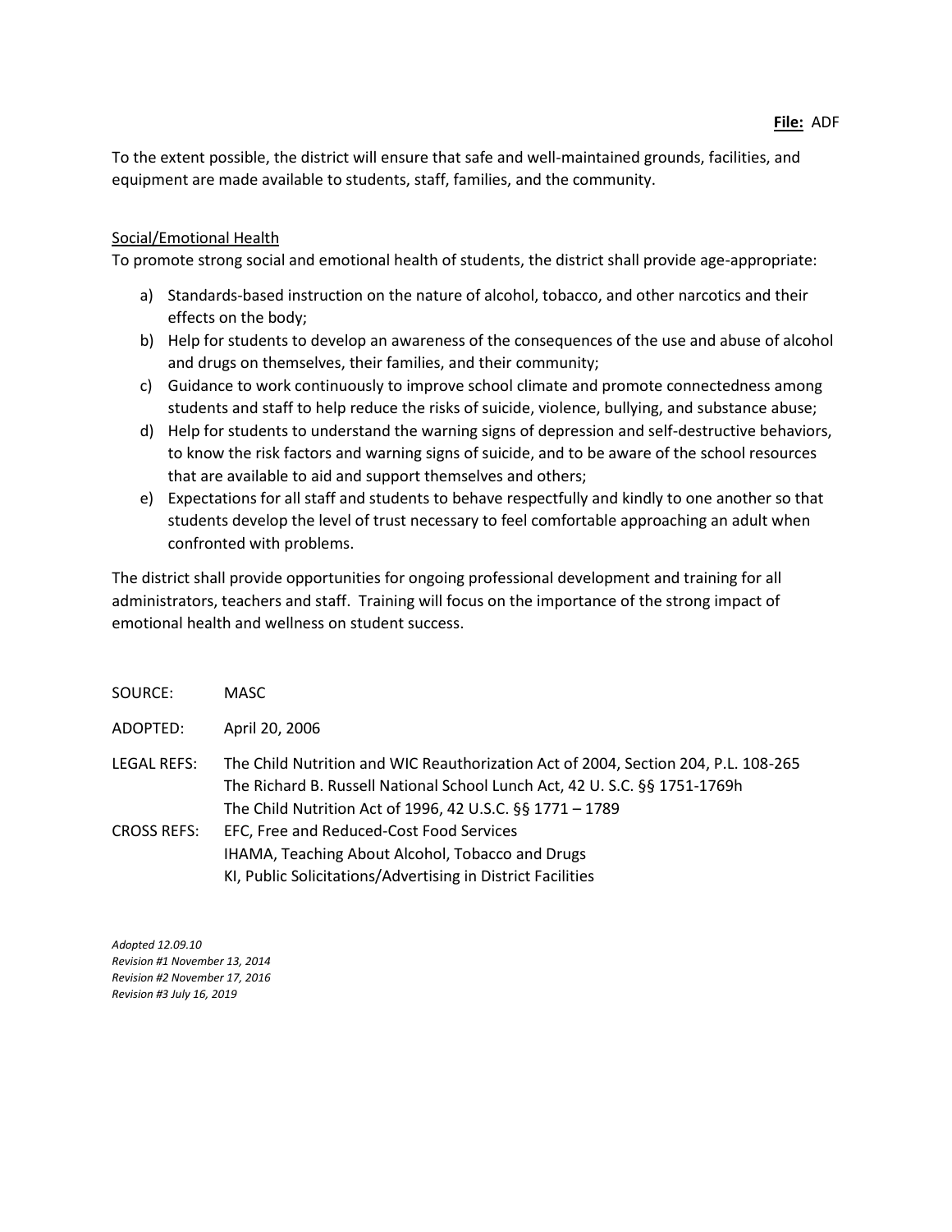**File:** ADF

To the extent possible, the district will ensure that safe and well-maintained grounds, facilities, and equipment are made available to students, staff, families, and the community.

Social/Emotional Health

To promote strong social and emotional health of students, the district shall provide age-appropriate:

a) Standards-based instruction on the nature of alcohol, tobacco, and other narcotics and their effects on the body;
b) Help for students to develop an awareness of the consequences of the use and abuse of alcohol and drugs on themselves, their families, and their community;
c) Guidance to work continuously to improve school climate and promote connectedness among students and staff to help reduce the risks of suicide, violence, bullying, and substance abuse;
d) Help for students to understand the warning signs of depression and self-destructive behaviors, to know the risk factors and warning signs of suicide, and to be aware of the school resources that are available to aid and support themselves and others;
e) Expectations for all staff and students to behave respectfully and kindly to one another so that students develop the level of trust necessary to feel comfortable approaching an adult when confronted with problems.

The district shall provide opportunities for ongoing professional development and training for all administrators, teachers and staff. Training will focus on the importance of the strong impact of emotional health and wellness on student success.

SOURCE: MASC

ADOPTED: April 20, 2006

LEGAL REFS: The Child Nutrition and WIC Reauthorization Act of 2004, Section 204, P.L. 108-265
The Richard B. Russell National School Lunch Act, 42 U. S.C. §§ 1751-1769h
The Child Nutrition Act of 1996, 42 U.S.C. §§ 1771 – 1789

CROSS REFS: EFC, Free and Reduced-Cost Food Services
IHAMA, Teaching About Alcohol, Tobacco and Drugs
KI, Public Solicitations/Advertising in District Facilities

*Adopted 12.09.10*
*Revision #1 November 13, 2014*
*Revision #2 November 17, 2016*
*Revision #3 July 16, 2019*